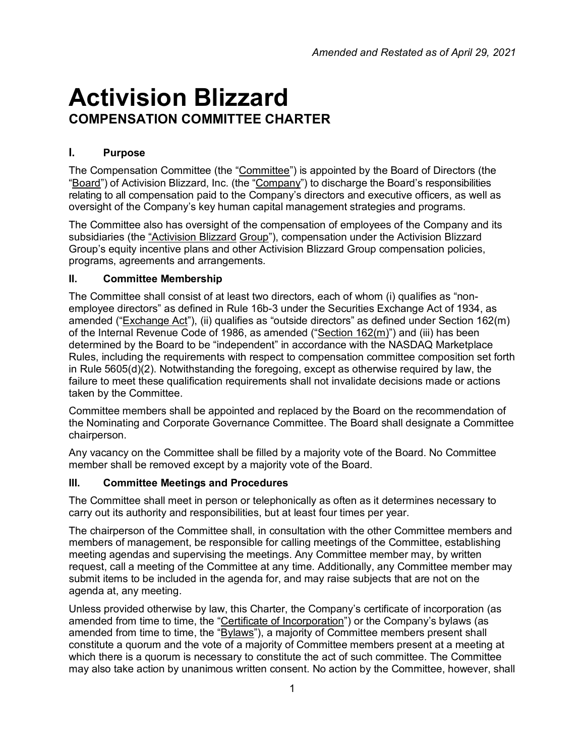*Amended and Restated as of April 29, 2021*

# Activision Blizzard
## COMPENSATION COMMITTEE CHARTER

### I. Purpose

The Compensation Committee (the "Committee") is appointed by the Board of Directors (the "Board") of Activision Blizzard, Inc. (the "Company") to discharge the Board's responsibilities relating to all compensation paid to the Company's directors and executive officers, as well as oversight of the Company's key human capital management strategies and programs.

The Committee also has oversight of the compensation of employees of the Company and its subsidiaries (the "Activision Blizzard Group"), compensation under the Activision Blizzard Group's equity incentive plans and other Activision Blizzard Group compensation policies, programs, agreements and arrangements.

### II. Committee Membership

The Committee shall consist of at least two directors, each of whom (i) qualifies as "non-employee directors" as defined in Rule 16b-3 under the Securities Exchange Act of 1934, as amended ("Exchange Act"), (ii) qualifies as "outside directors" as defined under Section 162(m) of the Internal Revenue Code of 1986, as amended ("Section 162(m)") and (iii) has been determined by the Board to be "independent" in accordance with the NASDAQ Marketplace Rules, including the requirements with respect to compensation committee composition set forth in Rule 5605(d)(2). Notwithstanding the foregoing, except as otherwise required by law, the failure to meet these qualification requirements shall not invalidate decisions made or actions taken by the Committee.

Committee members shall be appointed and replaced by the Board on the recommendation of the Nominating and Corporate Governance Committee. The Board shall designate a Committee chairperson.

Any vacancy on the Committee shall be filled by a majority vote of the Board. No Committee member shall be removed except by a majority vote of the Board.

### III. Committee Meetings and Procedures

The Committee shall meet in person or telephonically as often as it determines necessary to carry out its authority and responsibilities, but at least four times per year.

The chairperson of the Committee shall, in consultation with the other Committee members and members of management, be responsible for calling meetings of the Committee, establishing meeting agendas and supervising the meetings. Any Committee member may, by written request, call a meeting of the Committee at any time. Additionally, any Committee member may submit items to be included in the agenda for, and may raise subjects that are not on the agenda at, any meeting.

Unless provided otherwise by law, this Charter, the Company's certificate of incorporation (as amended from time to time, the "Certificate of Incorporation") or the Company's bylaws (as amended from time to time, the "Bylaws"), a majority of Committee members present shall constitute a quorum and the vote of a majority of Committee members present at a meeting at which there is a quorum is necessary to constitute the act of such committee. The Committee may also take action by unanimous written consent. No action by the Committee, however, shall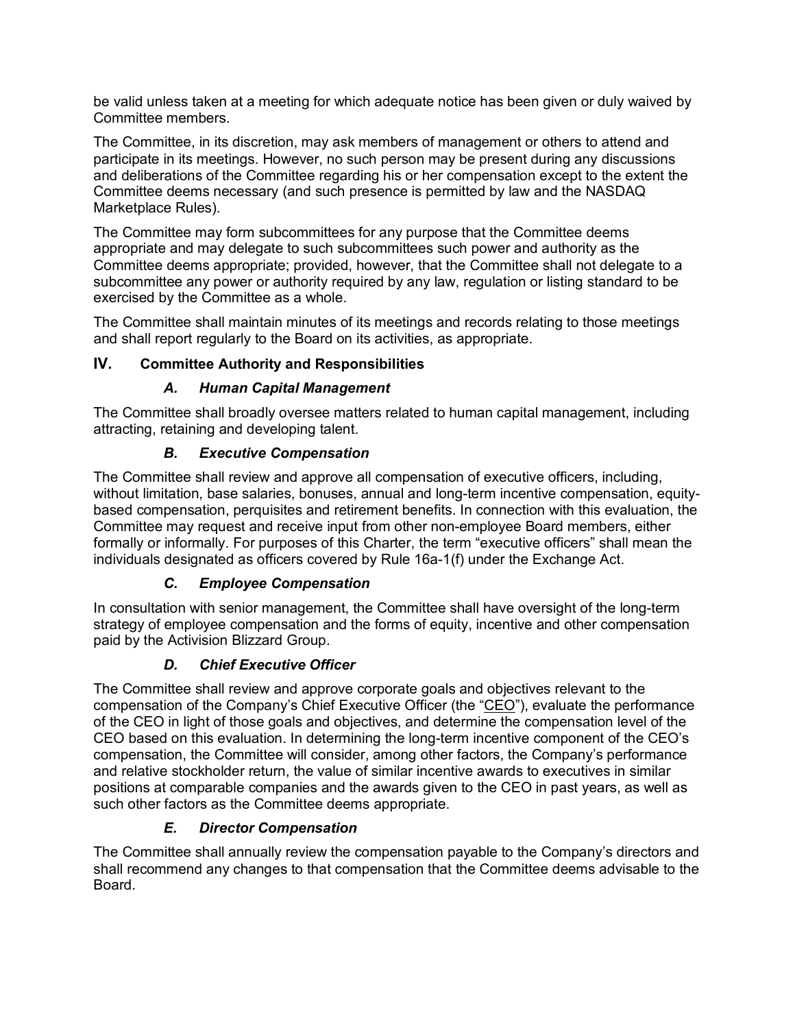be valid unless taken at a meeting for which adequate notice has been given or duly waived by Committee members.

The Committee, in its discretion, may ask members of management or others to attend and participate in its meetings. However, no such person may be present during any discussions and deliberations of the Committee regarding his or her compensation except to the extent the Committee deems necessary (and such presence is permitted by law and the NASDAQ Marketplace Rules).

The Committee may form subcommittees for any purpose that the Committee deems appropriate and may delegate to such subcommittees such power and authority as the Committee deems appropriate; provided, however, that the Committee shall not delegate to a subcommittee any power or authority required by any law, regulation or listing standard to be exercised by the Committee as a whole.

The Committee shall maintain minutes of its meetings and records relating to those meetings and shall report regularly to the Board on its activities, as appropriate.

## IV. Committee Authority and Responsibilities

### *A. Human Capital Management*

The Committee shall broadly oversee matters related to human capital management, including attracting, retaining and developing talent.

### *B. Executive Compensation*

The Committee shall review and approve all compensation of executive officers, including, without limitation, base salaries, bonuses, annual and long-term incentive compensation, equity-based compensation, perquisites and retirement benefits. In connection with this evaluation, the Committee may request and receive input from other non-employee Board members, either formally or informally. For purposes of this Charter, the term "executive officers" shall mean the individuals designated as officers covered by Rule 16a-1(f) under the Exchange Act.

### *C. Employee Compensation*

In consultation with senior management, the Committee shall have oversight of the long-term strategy of employee compensation and the forms of equity, incentive and other compensation paid by the Activision Blizzard Group.

### *D. Chief Executive Officer*

The Committee shall review and approve corporate goals and objectives relevant to the compensation of the Company's Chief Executive Officer (the "CEO"), evaluate the performance of the CEO in light of those goals and objectives, and determine the compensation level of the CEO based on this evaluation. In determining the long-term incentive component of the CEO's compensation, the Committee will consider, among other factors, the Company's performance and relative stockholder return, the value of similar incentive awards to executives in similar positions at comparable companies and the awards given to the CEO in past years, as well as such other factors as the Committee deems appropriate.

### *E. Director Compensation*

The Committee shall annually review the compensation payable to the Company's directors and shall recommend any changes to that compensation that the Committee deems advisable to the Board.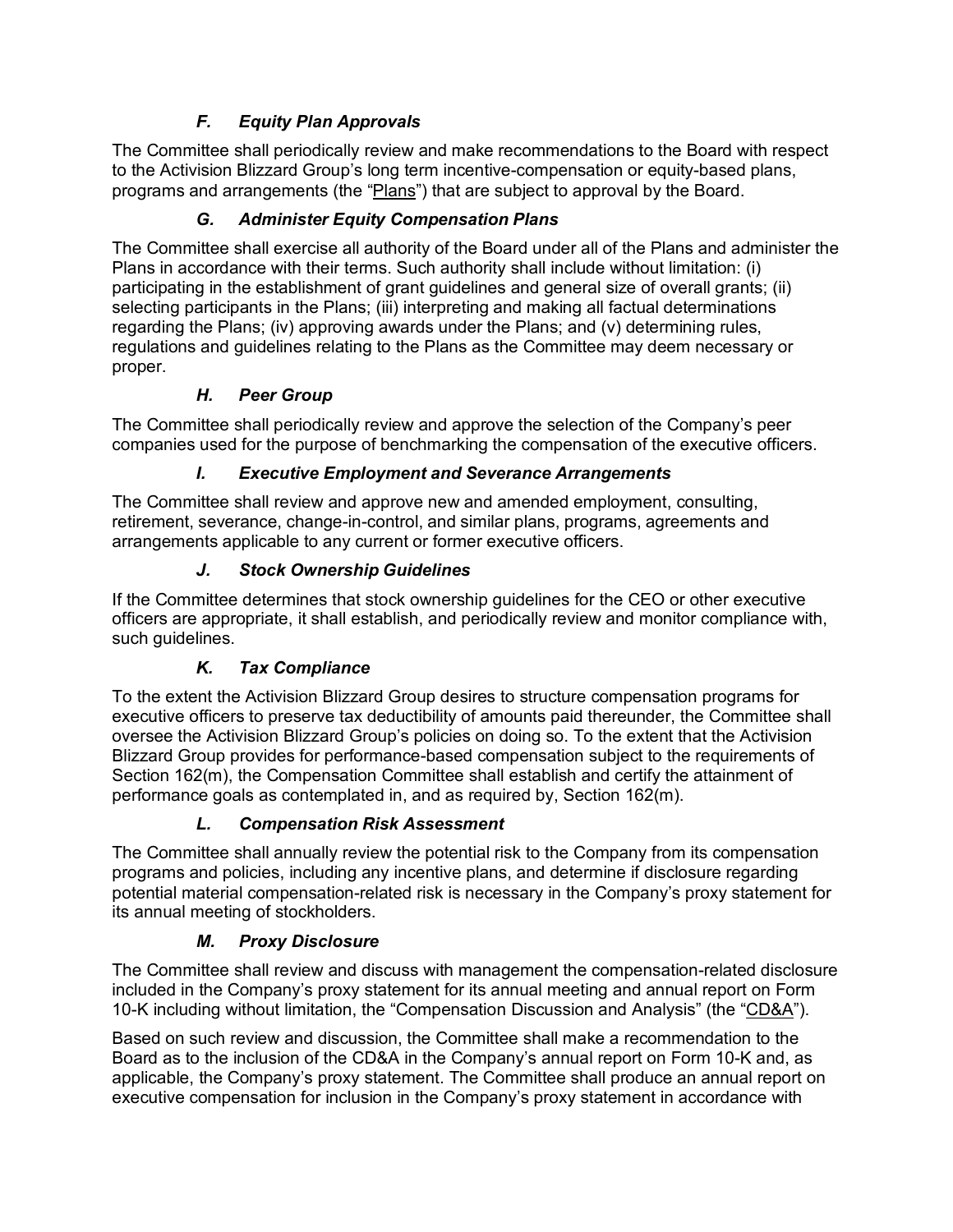### *F. Equity Plan Approvals*

The Committee shall periodically review and make recommendations to the Board with respect to the Activision Blizzard Group's long term incentive-compensation or equity-based plans, programs and arrangements (the "Plans") that are subject to approval by the Board.

### *G. Administer Equity Compensation Plans*

The Committee shall exercise all authority of the Board under all of the Plans and administer the Plans in accordance with their terms. Such authority shall include without limitation: (i) participating in the establishment of grant guidelines and general size of overall grants; (ii) selecting participants in the Plans; (iii) interpreting and making all factual determinations regarding the Plans; (iv) approving awards under the Plans; and (v) determining rules, regulations and guidelines relating to the Plans as the Committee may deem necessary or proper.

### *H. Peer Group*

The Committee shall periodically review and approve the selection of the Company's peer companies used for the purpose of benchmarking the compensation of the executive officers.

### *I. Executive Employment and Severance Arrangements*

The Committee shall review and approve new and amended employment, consulting, retirement, severance, change-in-control, and similar plans, programs, agreements and arrangements applicable to any current or former executive officers.

### *J. Stock Ownership Guidelines*

If the Committee determines that stock ownership guidelines for the CEO or other executive officers are appropriate, it shall establish, and periodically review and monitor compliance with, such guidelines.

### *K. Tax Compliance*

To the extent the Activision Blizzard Group desires to structure compensation programs for executive officers to preserve tax deductibility of amounts paid thereunder, the Committee shall oversee the Activision Blizzard Group's policies on doing so. To the extent that the Activision Blizzard Group provides for performance-based compensation subject to the requirements of Section 162(m), the Compensation Committee shall establish and certify the attainment of performance goals as contemplated in, and as required by, Section 162(m).

### *L. Compensation Risk Assessment*

The Committee shall annually review the potential risk to the Company from its compensation programs and policies, including any incentive plans, and determine if disclosure regarding potential material compensation-related risk is necessary in the Company's proxy statement for its annual meeting of stockholders.

### *M. Proxy Disclosure*

The Committee shall review and discuss with management the compensation-related disclosure included in the Company's proxy statement for its annual meeting and annual report on Form 10-K including without limitation, the "Compensation Discussion and Analysis" (the "CD&A").

Based on such review and discussion, the Committee shall make a recommendation to the Board as to the inclusion of the CD&A in the Company's annual report on Form 10-K and, as applicable, the Company's proxy statement. The Committee shall produce an annual report on executive compensation for inclusion in the Company's proxy statement in accordance with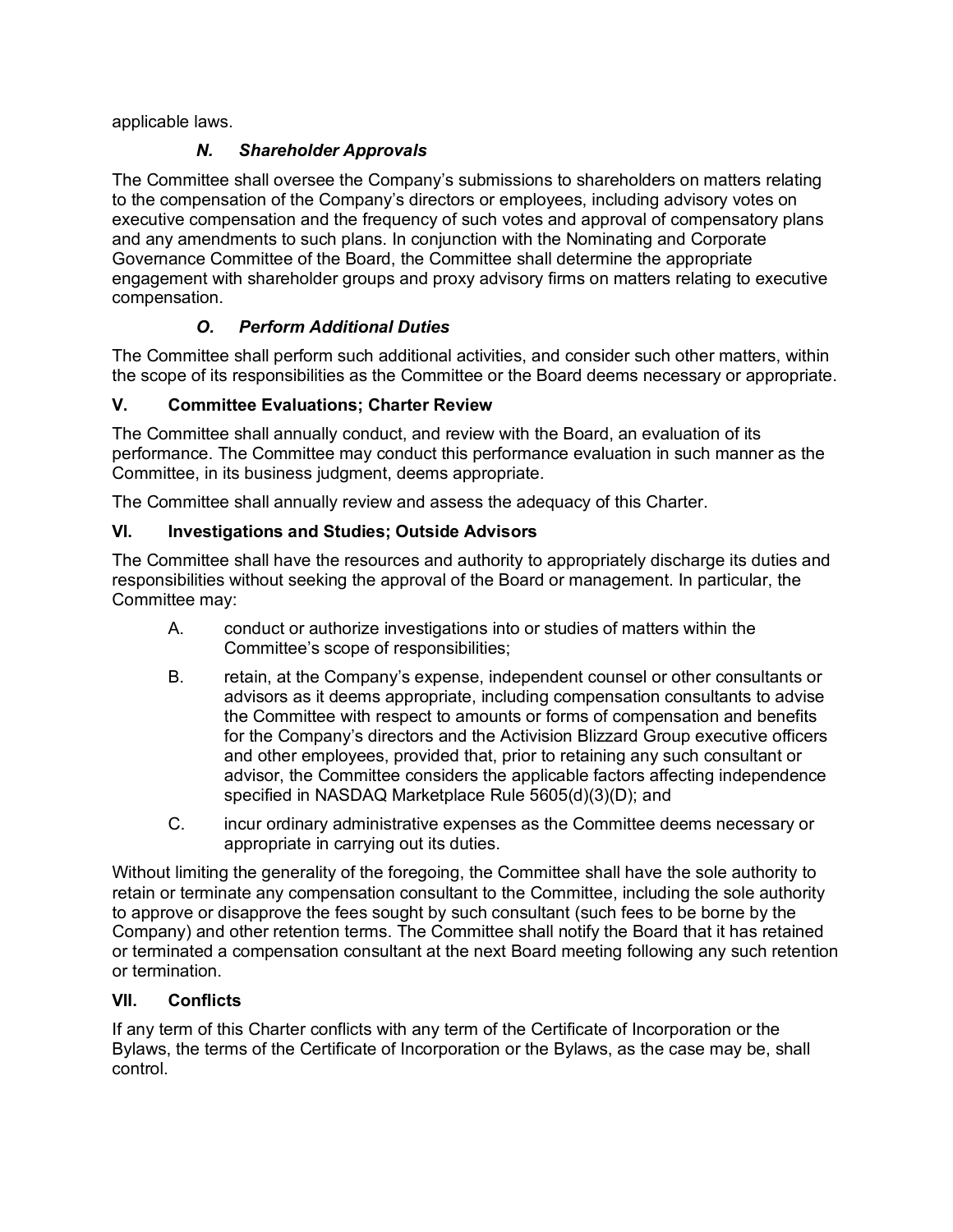applicable laws.

### *N. Shareholder Approvals*

The Committee shall oversee the Company's submissions to shareholders on matters relating to the compensation of the Company's directors or employees, including advisory votes on executive compensation and the frequency of such votes and approval of compensatory plans and any amendments to such plans. In conjunction with the Nominating and Corporate Governance Committee of the Board, the Committee shall determine the appropriate engagement with shareholder groups and proxy advisory firms on matters relating to executive compensation.

### *O. Perform Additional Duties*

The Committee shall perform such additional activities, and consider such other matters, within the scope of its responsibilities as the Committee or the Board deems necessary or appropriate.

## V. Committee Evaluations; Charter Review

The Committee shall annually conduct, and review with the Board, an evaluation of its performance. The Committee may conduct this performance evaluation in such manner as the Committee, in its business judgment, deems appropriate.

The Committee shall annually review and assess the adequacy of this Charter.

## VI. Investigations and Studies; Outside Advisors

The Committee shall have the resources and authority to appropriately discharge its duties and responsibilities without seeking the approval of the Board or management. In particular, the Committee may:

A. conduct or authorize investigations into or studies of matters within the Committee's scope of responsibilities;

B. retain, at the Company's expense, independent counsel or other consultants or advisors as it deems appropriate, including compensation consultants to advise the Committee with respect to amounts or forms of compensation and benefits for the Company's directors and the Activision Blizzard Group executive officers and other employees, provided that, prior to retaining any such consultant or advisor, the Committee considers the applicable factors affecting independence specified in NASDAQ Marketplace Rule 5605(d)(3)(D); and

C. incur ordinary administrative expenses as the Committee deems necessary or appropriate in carrying out its duties.

Without limiting the generality of the foregoing, the Committee shall have the sole authority to retain or terminate any compensation consultant to the Committee, including the sole authority to approve or disapprove the fees sought by such consultant (such fees to be borne by the Company) and other retention terms. The Committee shall notify the Board that it has retained or terminated a compensation consultant at the next Board meeting following any such retention or termination.

## VII. Conflicts

If any term of this Charter conflicts with any term of the Certificate of Incorporation or the Bylaws, the terms of the Certificate of Incorporation or the Bylaws, as the case may be, shall control.